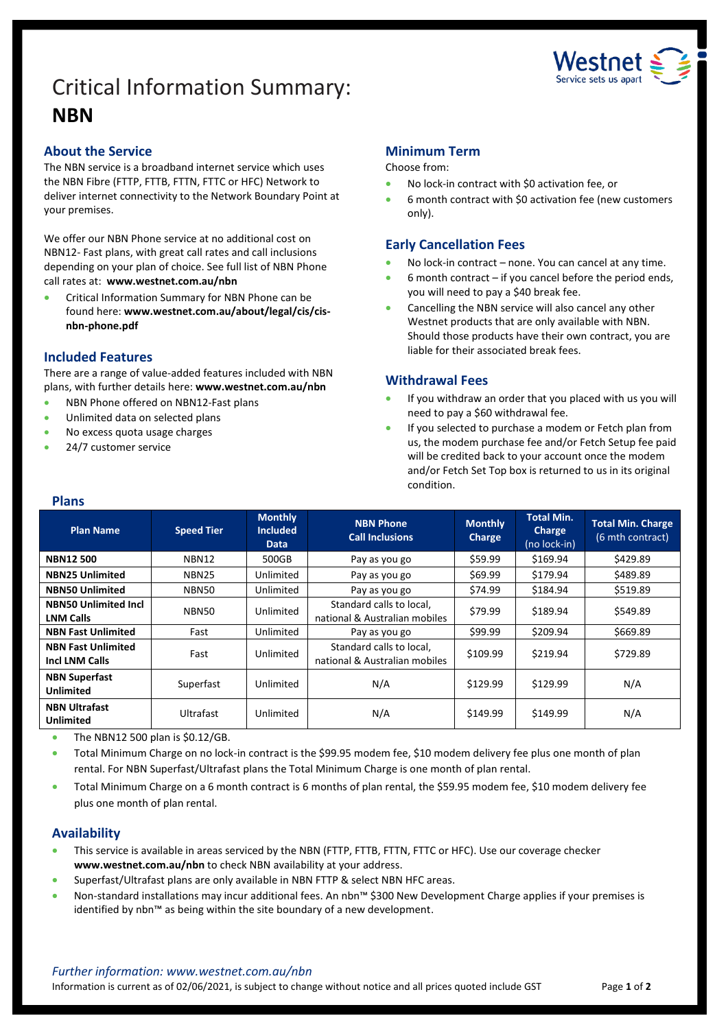# Critical Information Summary: **NBN**

## About the Service

The NBN service is a broadband internet service which uses the NBN Fibre (FTTP, FTTB, FTTN, FTTC or HFC) Network to deliver internet connectivity to the Network Boundary Point at your premises.

We offer our NBN Phone service at no additional cost on NBN12- Fast plans, with great call rates and call inclusions depending on your plan of choice. See full list of NBN Phone call rates at: **www.westnet.com.au/nbn**

- Critical Information Summary for NBN Phone can be found here: **www.westnet.com.au/about/legal/cis/cis-nbn-phone.pdf**

## Included Features

There are a range of value-added features included with NBN plans, with further details here: **www.westnet.com.au/nbn**

- NBN Phone offered on NBN12-Fast plans
- Unlimited data on selected plans
- No excess quota usage charges
- 24/7 customer service

## Minimum Term

Choose from:

- No lock-in contract with $0 activation fee, or
- 6 month contract with $0 activation fee (new customers only).

## Early Cancellation Fees

- No lock-in contract – none. You can cancel at any time.
- 6 month contract – if you cancel before the period ends, you will need to pay a $40 break fee.
- Cancelling the NBN service will also cancel any other Westnet products that are only available with NBN. Should those products have their own contract, you are liable for their associated break fees.

## Withdrawal Fees

- If you withdraw an order that you placed with us you will need to pay a $60 withdrawal fee.
- If you selected to purchase a modem or Fetch plan from us, the modem purchase fee and/or Fetch Setup fee paid will be credited back to your account once the modem and/or Fetch Set Top box is returned to us in its original condition.

## Plans

| Plan Name | Speed Tier | Monthly Included Data | NBN Phone Call Inclusions | Monthly Charge | Total Min. Charge (no lock-in) | Total Min. Charge (6 mth contract) |
|---|---|---|---|---|---|---|
| **NBN12 500** | NBN12 | 500GB | Pay as you go | $59.99 | $169.94 | $429.89 |
| **NBN25 Unlimited** | NBN25 | Unlimited | Pay as you go | $69.99 | $179.94 | $489.89 |
| **NBN50 Unlimited** | NBN50 | Unlimited | Pay as you go | $74.99 | $184.94 | $519.89 |
| **NBN50 Unlimited Incl LNM Calls** | NBN50 | Unlimited | Standard calls to local, national & Australian mobiles | $79.99 | $189.94 | $549.89 |
| **NBN Fast Unlimited** | Fast | Unlimited | Pay as you go | $99.99 | $209.94 | $669.89 |
| **NBN Fast Unlimited Incl LNM Calls** | Fast | Unlimited | Standard calls to local, national & Australian mobiles | $109.99 | $219.94 | $729.89 |
| **NBN Superfast Unlimited** | Superfast | Unlimited | N/A | $129.99 | $129.99 | N/A |
| **NBN Ultrafast Unlimited** | Ultrafast | Unlimited | N/A | $149.99 | $149.99 | N/A |

- The NBN12 500 plan is $0.12/GB.
- Total Minimum Charge on no lock-in contract is the $99.95 modem fee, $10 modem delivery fee plus one month of plan rental. For NBN Superfast/Ultrafast plans the Total Minimum Charge is one month of plan rental.
- Total Minimum Charge on a 6 month contract is 6 months of plan rental, the $59.95 modem fee, $10 modem delivery fee plus one month of plan rental.

## Availability

- This service is available in areas serviced by the NBN (FTTP, FTTB, FTTN, FTTC or HFC). Use our coverage checker **www.westnet.com.au/nbn** to check NBN availability at your address.
- Superfast/Ultrafast plans are only available in NBN FTTP & select NBN HFC areas.
- Non-standard installations may incur additional fees. An nbn™ $300 New Development Charge applies if your premises is identified by nbn™ as being within the site boundary of a new development.

*Further information: www.westnet.com.au/nbn*

Information is current as of 02/06/2021, is subject to change without notice and all prices quoted include GST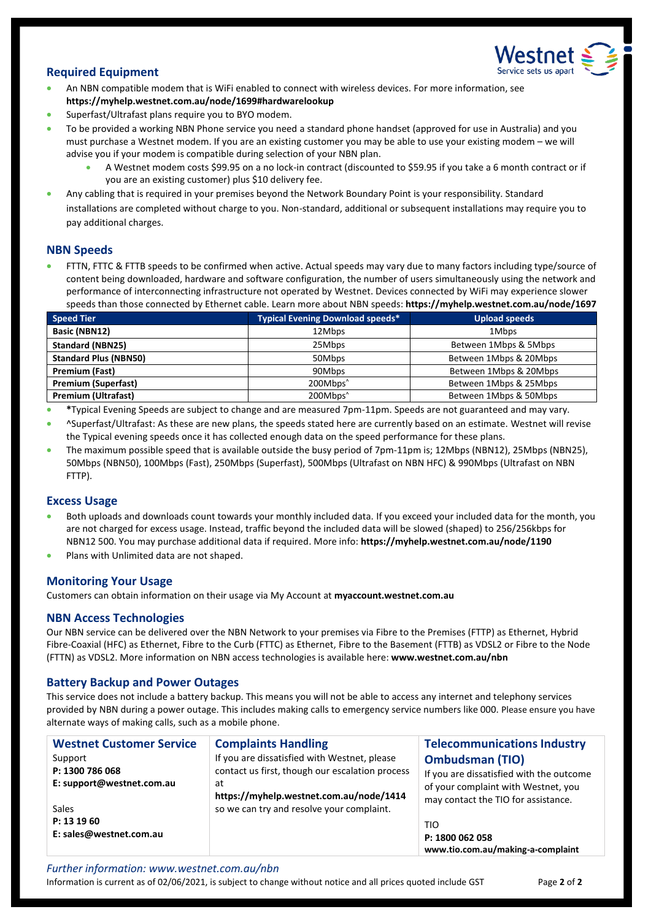## Required Equipment

- An NBN compatible modem that is WiFi enabled to connect with wireless devices. For more information, see **https://myhelp.westnet.com.au/node/1699#hardwarelookup**
- Superfast/Ultrafast plans require you to BYO modem.
- To be provided a working NBN Phone service you need a standard phone handset (approved for use in Australia) and you must purchase a Westnet modem. If you are an existing customer you may be able to use your existing modem – we will advise you if your modem is compatible during selection of your NBN plan.
  - A Westnet modem costs $99.95 on a no lock-in contract (discounted to $59.95 if you take a 6 month contract or if you are an existing customer) plus $10 delivery fee.
- Any cabling that is required in your premises beyond the Network Boundary Point is your responsibility. Standard installations are completed without charge to you. Non-standard, additional or subsequent installations may require you to pay additional charges.

## NBN Speeds

- FTTN, FTTC & FTTB speeds to be confirmed when active. Actual speeds may vary due to many factors including type/source of content being downloaded, hardware and software configuration, the number of users simultaneously using the network and performance of interconnecting infrastructure not operated by Westnet. Devices connected by WiFi may experience slower speeds than those connected by Ethernet cable. Learn more about NBN speeds: **https://myhelp.westnet.com.au/node/1697**

| Speed Tier | Typical Evening Download speeds* | Upload speeds |
|---|---|---|
| **Basic (NBN12)** | 12Mbps | 1Mbps |
| **Standard (NBN25)** | 25Mbps | Between 1Mbps & 5Mbps |
| **Standard Plus (NBN50)** | 50Mbps | Between 1Mbps & 20Mbps |
| **Premium (Fast)** | 90Mbps | Between 1Mbps & 20Mbps |
| **Premium (Superfast)** | 200Mbps^ | Between 1Mbps & 25Mbps |
| **Premium (Ultrafast)** | 200Mbps^ | Between 1Mbps & 50Mbps |

- **\***Typical Evening Speeds are subject to change and are measured 7pm-11pm. Speeds are not guaranteed and may vary.
- ^Superfast/Ultrafast: As these are new plans, the speeds stated here are currently based on an estimate. Westnet will revise the Typical evening speeds once it has collected enough data on the speed performance for these plans.
- The maximum possible speed that is available outside the busy period of 7pm-11pm is; 12Mbps (NBN12), 25Mbps (NBN25), 50Mbps (NBN50), 100Mbps (Fast), 250Mbps (Superfast), 500Mbps (Ultrafast on NBN HFC) & 990Mbps (Ultrafast on NBN FTTP).

## Excess Usage

- Both uploads and downloads count towards your monthly included data. If you exceed your included data for the month, you are not charged for excess usage. Instead, traffic beyond the included data will be slowed (shaped) to 256/256kbps for NBN12 500. You may purchase additional data if required. More info: **https://myhelp.westnet.com.au/node/1190**
- Plans with Unlimited data are not shaped.

## Monitoring Your Usage

Customers can obtain information on their usage via My Account at **myaccount.westnet.com.au**

## NBN Access Technologies

Our NBN service can be delivered over the NBN Network to your premises via Fibre to the Premises (FTTP) as Ethernet, Hybrid Fibre-Coaxial (HFC) as Ethernet, Fibre to the Curb (FTTC) as Ethernet, Fibre to the Basement (FTTB) as VDSL2 or Fibre to the Node (FTTN) as VDSL2. More information on NBN access technologies is available here: **www.westnet.com.au/nbn**

## Battery Backup and Power Outages

This service does not include a battery backup. This means you will not be able to access any internet and telephony services provided by NBN during a power outage. This includes making calls to emergency service numbers like 000. Please ensure you have alternate ways of making calls, such as a mobile phone.

### Westnet Customer Service

Support
**P: 1300 786 068**
**E: support@westnet.com.au**

Sales
**P: 13 19 60**
**E: sales@westnet.com.au**

### Complaints Handling

If you are dissatisfied with Westnet, please contact us first, though our escalation process at **https://myhelp.westnet.com.au/node/1414** so we can try and resolve your complaint.

### Telecommunications Industry Ombudsman (TIO)

If you are dissatisfied with the outcome of your complaint with Westnet, you may contact the TIO for assistance.

TIO
**P: 1800 062 058**
**www.tio.com.au/making-a-complaint**

*Further information: www.westnet.com.au/nbn*

Information is current as of 02/06/2021, is subject to change without notice and all prices quoted include GST